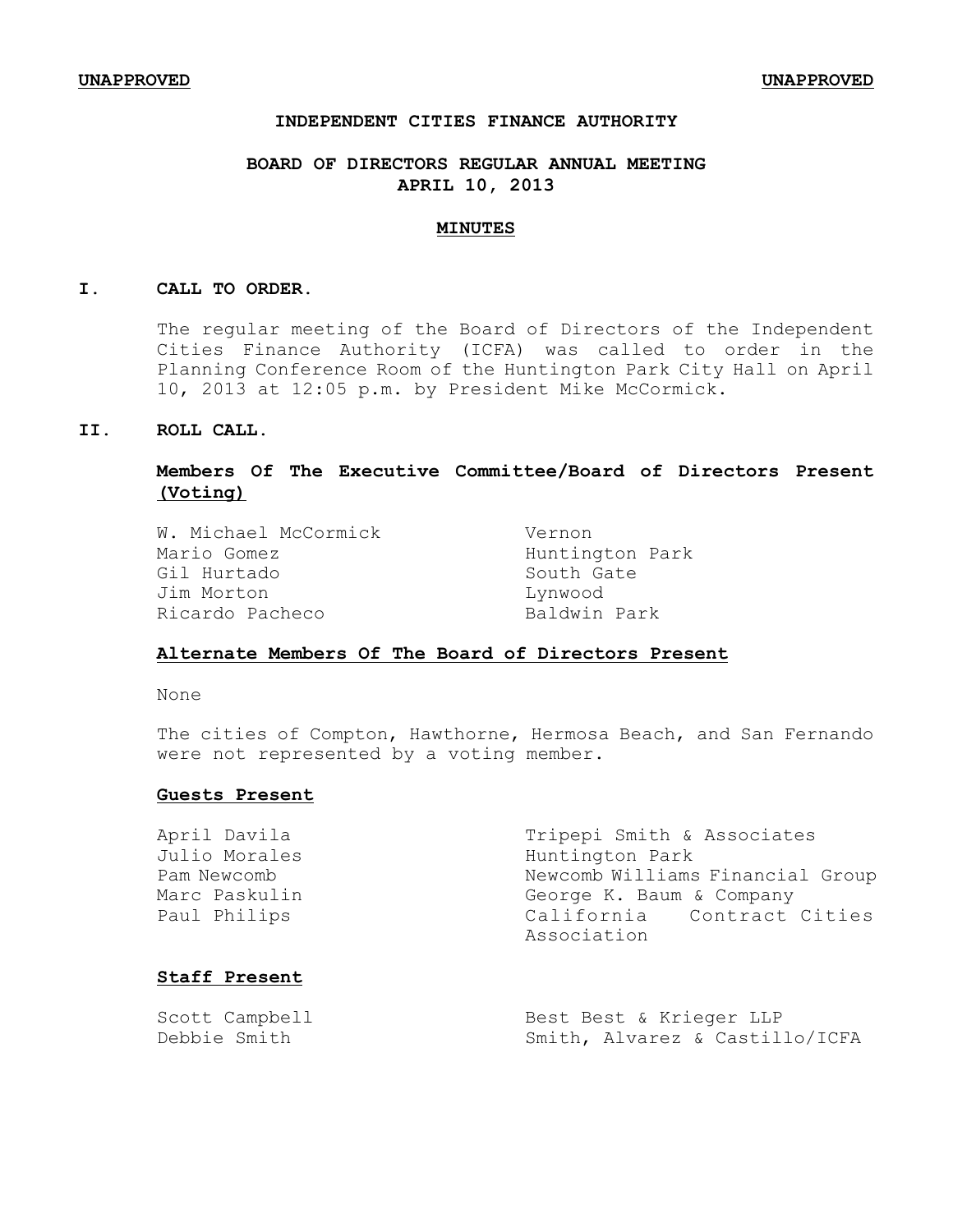**UNAPPROVED** **UNAPPROVED**

# INDEPENDENT CITIES FINANCE AUTHORITY

## BOARD OF DIRECTORS REGULAR ANNUAL MEETING
## APRIL 10, 2013

## MINUTES

### I. CALL TO ORDER.

The regular meeting of the Board of Directors of the Independent Cities Finance Authority (ICFA) was called to order in the Planning Conference Room of the Huntington Park City Hall on April 10, 2013 at 12:05 p.m. by President Mike McCormick.

### II. ROLL CALL.

**Members Of The Executive Committee/Board of Directors Present (Voting)**

| | |
|---|---|
| W. Michael McCormick | Vernon |
| Mario Gomez | Huntington Park |
| Gil Hurtado | South Gate |
| Jim Morton | Lynwood |
| Ricardo Pacheco | Baldwin Park |

**Alternate Members Of The Board of Directors Present**

None

The cities of Compton, Hawthorne, Hermosa Beach, and San Fernando were not represented by a voting member.

**Guests Present**

| | |
|---|---|
| April Davila | Tripepi Smith & Associates |
| Julio Morales | Huntington Park |
| Pam Newcomb | Newcomb Williams Financial Group |
| Marc Paskulin | George K. Baum & Company |
| Paul Philips | California Contract Cities Association |

**Staff Present**

| | |
|---|---|
| Scott Campbell | Best Best & Krieger LLP |
| Debbie Smith | Smith, Alvarez & Castillo/ICFA |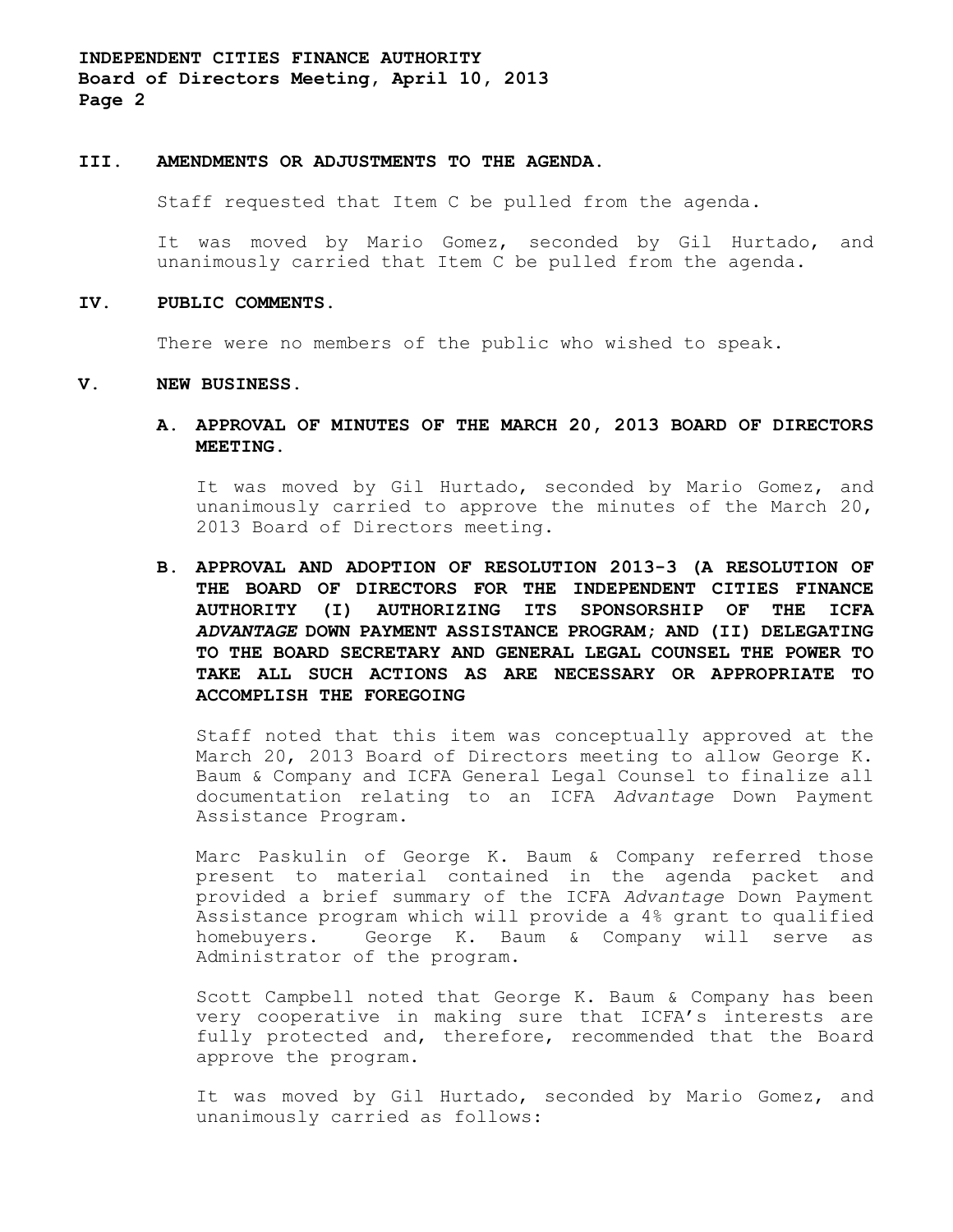## III. AMENDMENTS OR ADJUSTMENTS TO THE AGENDA.

Staff requested that Item C be pulled from the agenda.

It was moved by Mario Gomez, seconded by Gil Hurtado, and unanimously carried that Item C be pulled from the agenda.

## IV. PUBLIC COMMENTS.

There were no members of the public who wished to speak.

## V. NEW BUSINESS.

### A. APPROVAL OF MINUTES OF THE MARCH 20, 2013 BOARD OF DIRECTORS MEETING.

It was moved by Gil Hurtado, seconded by Mario Gomez, and unanimously carried to approve the minutes of the March 20, 2013 Board of Directors meeting.

### B. APPROVAL AND ADOPTION OF RESOLUTION 2013-3 (A RESOLUTION OF THE BOARD OF DIRECTORS FOR THE INDEPENDENT CITIES FINANCE AUTHORITY (I) AUTHORIZING ITS SPONSORSHIP OF THE ICFA *ADVANTAGE* DOWN PAYMENT ASSISTANCE PROGRAM; AND (II) DELEGATING TO THE BOARD SECRETARY AND GENERAL LEGAL COUNSEL THE POWER TO TAKE ALL SUCH ACTIONS AS ARE NECESSARY OR APPROPRIATE TO ACCOMPLISH THE FOREGOING

Staff noted that this item was conceptually approved at the March 20, 2013 Board of Directors meeting to allow George K. Baum & Company and ICFA General Legal Counsel to finalize all documentation relating to an ICFA *Advantage* Down Payment Assistance Program.

Marc Paskulin of George K. Baum & Company referred those present to material contained in the agenda packet and provided a brief summary of the ICFA *Advantage* Down Payment Assistance program which will provide a 4% grant to qualified homebuyers. George K. Baum & Company will serve as Administrator of the program.

Scott Campbell noted that George K. Baum & Company has been very cooperative in making sure that ICFA's interests are fully protected and, therefore, recommended that the Board approve the program.

It was moved by Gil Hurtado, seconded by Mario Gomez, and unanimously carried as follows: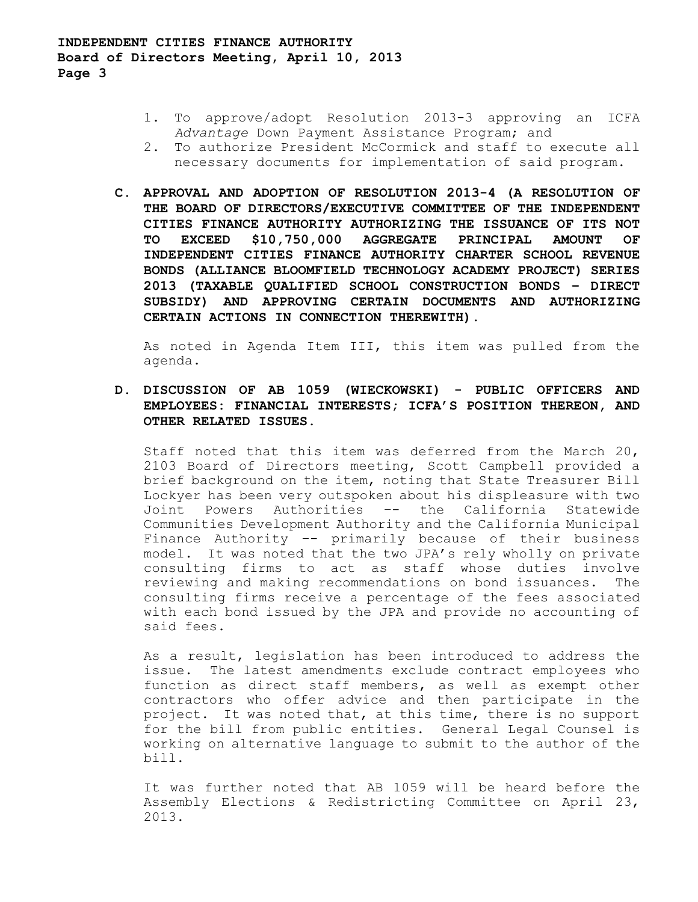1. To approve/adopt Resolution 2013-3 approving an ICFA *Advantage* Down Payment Assistance Program; and
2. To authorize President McCormick and staff to execute all necessary documents for implementation of said program.

**C. APPROVAL AND ADOPTION OF RESOLUTION 2013-4 (A RESOLUTION OF THE BOARD OF DIRECTORS/EXECUTIVE COMMITTEE OF THE INDEPENDENT CITIES FINANCE AUTHORITY AUTHORIZING THE ISSUANCE OF ITS NOT TO EXCEED $10,750,000 AGGREGATE PRINCIPAL AMOUNT OF INDEPENDENT CITIES FINANCE AUTHORITY CHARTER SCHOOL REVENUE BONDS (ALLIANCE BLOOMFIELD TECHNOLOGY ACADEMY PROJECT) SERIES 2013 (TAXABLE QUALIFIED SCHOOL CONSTRUCTION BONDS – DIRECT SUBSIDY) AND APPROVING CERTAIN DOCUMENTS AND AUTHORIZING CERTAIN ACTIONS IN CONNECTION THEREWITH).**

As noted in Agenda Item III, this item was pulled from the agenda.

**D. DISCUSSION OF AB 1059 (WIECKOWSKI) - PUBLIC OFFICERS AND EMPLOYEES: FINANCIAL INTERESTS; ICFA'S POSITION THEREON, AND OTHER RELATED ISSUES.**

Staff noted that this item was deferred from the March 20, 2103 Board of Directors meeting, Scott Campbell provided a brief background on the item, noting that State Treasurer Bill Lockyer has been very outspoken about his displeasure with two Joint Powers Authorities -- the California Statewide Communities Development Authority and the California Municipal Finance Authority -- primarily because of their business model. It was noted that the two JPA's rely wholly on private consulting firms to act as staff whose duties involve reviewing and making recommendations on bond issuances. The consulting firms receive a percentage of the fees associated with each bond issued by the JPA and provide no accounting of said fees.

As a result, legislation has been introduced to address the issue. The latest amendments exclude contract employees who function as direct staff members, as well as exempt other contractors who offer advice and then participate in the project. It was noted that, at this time, there is no support for the bill from public entities. General Legal Counsel is working on alternative language to submit to the author of the bill.

It was further noted that AB 1059 will be heard before the Assembly Elections & Redistricting Committee on April 23, 2013.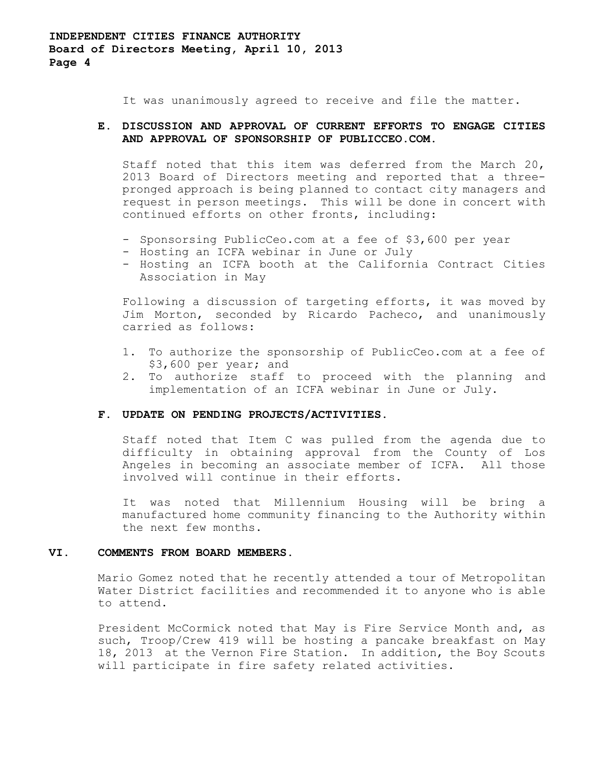It was unanimously agreed to receive and file the matter.

**E. DISCUSSION AND APPROVAL OF CURRENT EFFORTS TO ENGAGE CITIES AND APPROVAL OF SPONSORSHIP OF PUBLICCEO.COM.**

Staff noted that this item was deferred from the March 20, 2013 Board of Directors meeting and reported that a three-pronged approach is being planned to contact city managers and request in person meetings. This will be done in concert with continued efforts on other fronts, including:

- Sponsoring PublicCeo.com at a fee of $3,600 per year
- Hosting an ICFA webinar in June or July
- Hosting an ICFA booth at the California Contract Cities Association in May

Following a discussion of targeting efforts, it was moved by Jim Morton, seconded by Ricardo Pacheco, and unanimously carried as follows:

1. To authorize the sponsorship of PublicCeo.com at a fee of $3,600 per year; and
2. To authorize staff to proceed with the planning and implementation of an ICFA webinar in June or July.

**F. UPDATE ON PENDING PROJECTS/ACTIVITIES.**

Staff noted that Item C was pulled from the agenda due to difficulty in obtaining approval from the County of Los Angeles in becoming an associate member of ICFA. All those involved will continue in their efforts.

It was noted that Millennium Housing will be bring a manufactured home community financing to the Authority within the next few months.

**VI. COMMENTS FROM BOARD MEMBERS.**

Mario Gomez noted that he recently attended a tour of Metropolitan Water District facilities and recommended it to anyone who is able to attend.

President McCormick noted that May is Fire Service Month and, as such, Troop/Crew 419 will be hosting a pancake breakfast on May 18, 2013 at the Vernon Fire Station. In addition, the Boy Scouts will participate in fire safety related activities.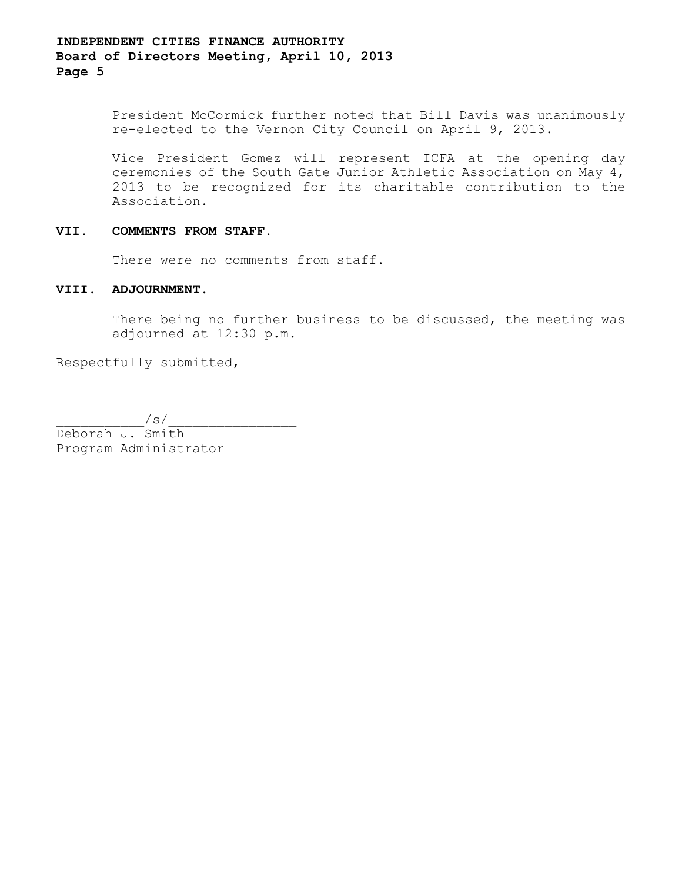President McCormick further noted that Bill Davis was unanimously re-elected to the Vernon City Council on April 9, 2013.

Vice President Gomez will represent ICFA at the opening day ceremonies of the South Gate Junior Athletic Association on May 4, 2013 to be recognized for its charitable contribution to the Association.

## VII. COMMENTS FROM STAFF.

There were no comments from staff.

## VIII. ADJOURNMENT.

There being no further business to be discussed, the meeting was adjourned at 12:30 p.m.

Respectfully submitted,

/s/

Deborah J. Smith
Program Administrator